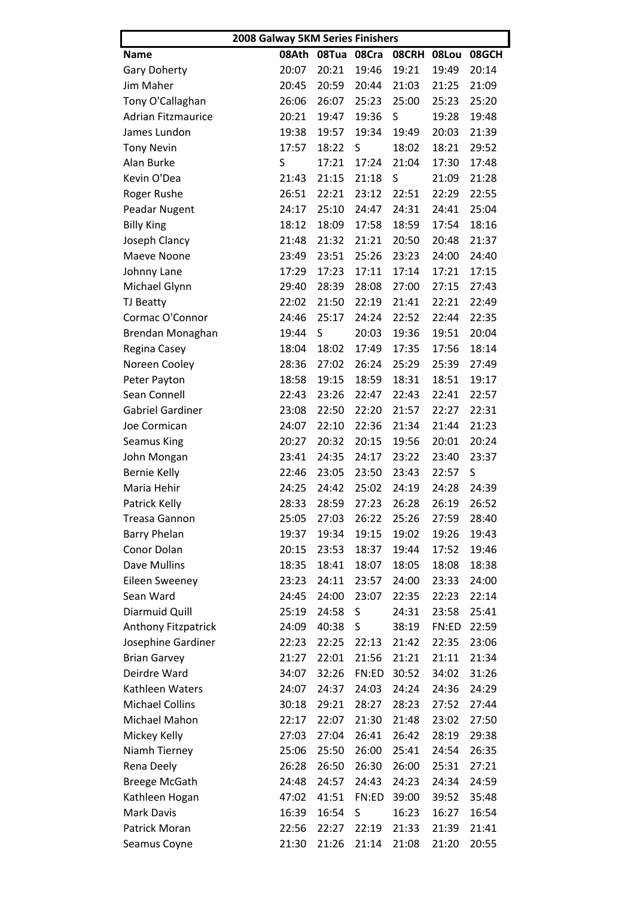| 2008 Galway 5KM Series Finishers | | | | | | |
|---|---|---|---|---|---|---|
| **Name** | **08Ath** | **08Tua** | **08Cra** | **08CRH** | **08Lou** | **08GCH** |
| Gary Doherty | 20:07 | 20:21 | 19:46 | 19:21 | 19:49 | 20:14 |
| Jim Maher | 20:45 | 20:59 | 20:44 | 21:03 | 21:25 | 21:09 |
| Tony O'Callaghan | 26:06 | 26:07 | 25:23 | 25:00 | 25:23 | 25:20 |
| Adrian Fitzmaurice | 20:21 | 19:47 | 19:36 | S | 19:28 | 19:48 |
| James Lundon | 19:38 | 19:57 | 19:34 | 19:49 | 20:03 | 21:39 |
| Tony Nevin | 17:57 | 18:22 | S | 18:02 | 18:21 | 29:52 |
| Alan Burke | S | 17:21 | 17:24 | 21:04 | 17:30 | 17:48 |
| Kevin O'Dea | 21:43 | 21:15 | 21:18 | S | 21:09 | 21:28 |
| Roger Rushe | 26:51 | 22:21 | 23:12 | 22:51 | 22:29 | 22:55 |
| Peadar Nugent | 24:17 | 25:10 | 24:47 | 24:31 | 24:41 | 25:04 |
| Billy King | 18:12 | 18:09 | 17:58 | 18:59 | 17:54 | 18:16 |
| Joseph Clancy | 21:48 | 21:32 | 21:21 | 20:50 | 20:48 | 21:37 |
| Maeve Noone | 23:49 | 23:51 | 25:26 | 23:23 | 24:00 | 24:40 |
| Johnny Lane | 17:29 | 17:23 | 17:11 | 17:14 | 17:21 | 17:15 |
| Michael Glynn | 29:40 | 28:39 | 28:08 | 27:00 | 27:15 | 27:43 |
| TJ Beatty | 22:02 | 21:50 | 22:19 | 21:41 | 22:21 | 22:49 |
| Cormac O'Connor | 24:46 | 25:17 | 24:24 | 22:52 | 22:44 | 22:35 |
| Brendan Monaghan | 19:44 | S | 20:03 | 19:36 | 19:51 | 20:04 |
| Regina Casey | 18:04 | 18:02 | 17:49 | 17:35 | 17:56 | 18:14 |
| Noreen Cooley | 28:36 | 27:02 | 26:24 | 25:29 | 25:39 | 27:49 |
| Peter Payton | 18:58 | 19:15 | 18:59 | 18:31 | 18:51 | 19:17 |
| Sean Connell | 22:43 | 23:26 | 22:47 | 22:43 | 22:41 | 22:57 |
| Gabriel Gardiner | 23:08 | 22:50 | 22:20 | 21:57 | 22:27 | 22:31 |
| Joe Cormican | 24:07 | 22:10 | 22:36 | 21:34 | 21:44 | 21:23 |
| Seamus King | 20:27 | 20:32 | 20:15 | 19:56 | 20:01 | 20:24 |
| John Mongan | 23:41 | 24:35 | 24:17 | 23:22 | 23:40 | 23:37 |
| Bernie Kelly | 22:46 | 23:05 | 23:50 | 23:43 | 22:57 | S |
| Maria Hehir | 24:25 | 24:42 | 25:02 | 24:19 | 24:28 | 24:39 |
| Patrick Kelly | 28:33 | 28:59 | 27:23 | 26:28 | 26:19 | 26:52 |
| Treasa Gannon | 25:05 | 27:03 | 26:22 | 25:26 | 27:59 | 28:40 |
| Barry Phelan | 19:37 | 19:34 | 19:15 | 19:02 | 19:26 | 19:43 |
| Conor Dolan | 20:15 | 23:53 | 18:37 | 19:44 | 17:52 | 19:46 |
| Dave Mullins | 18:35 | 18:41 | 18:07 | 18:05 | 18:08 | 18:38 |
| Eileen Sweeney | 23:23 | 24:11 | 23:57 | 24:00 | 23:33 | 24:00 |
| Sean Ward | 24:45 | 24:00 | 23:07 | 22:35 | 22:23 | 22:14 |
| Diarmuid Quill | 25:19 | 24:58 | S | 24:31 | 23:58 | 25:41 |
| Anthony Fitzpatrick | 24:09 | 40:38 | S | 38:19 | FN:ED | 22:59 |
| Josephine Gardiner | 22:23 | 22:25 | 22:13 | 21:42 | 22:35 | 23:06 |
| Brian Garvey | 21:27 | 22:01 | 21:56 | 21:21 | 21:11 | 21:34 |
| Deirdre Ward | 34:07 | 32:26 | FN:ED | 30:52 | 34:02 | 31:26 |
| Kathleen Waters | 24:07 | 24:37 | 24:03 | 24:24 | 24:36 | 24:29 |
| Michael Collins | 30:18 | 29:21 | 28:27 | 28:23 | 27:52 | 27:44 |
| Michael Mahon | 22:17 | 22:07 | 21:30 | 21:48 | 23:02 | 27:50 |
| Mickey Kelly | 27:03 | 27:04 | 26:41 | 26:42 | 28:19 | 29:38 |
| Niamh Tierney | 25:06 | 25:50 | 26:00 | 25:41 | 24:54 | 26:35 |
| Rena Deely | 26:28 | 26:50 | 26:30 | 26:00 | 25:31 | 27:21 |
| Breege McGath | 24:48 | 24:57 | 24:43 | 24:23 | 24:34 | 24:59 |
| Kathleen Hogan | 47:02 | 41:51 | FN:ED | 39:00 | 39:52 | 35:48 |
| Mark Davis | 16:39 | 16:54 | S | 16:23 | 16:27 | 16:54 |
| Patrick Moran | 22:56 | 22:27 | 22:19 | 21:33 | 21:39 | 21:41 |
| Seamus Coyne | 21:30 | 21:26 | 21:14 | 21:08 | 21:20 | 20:55 |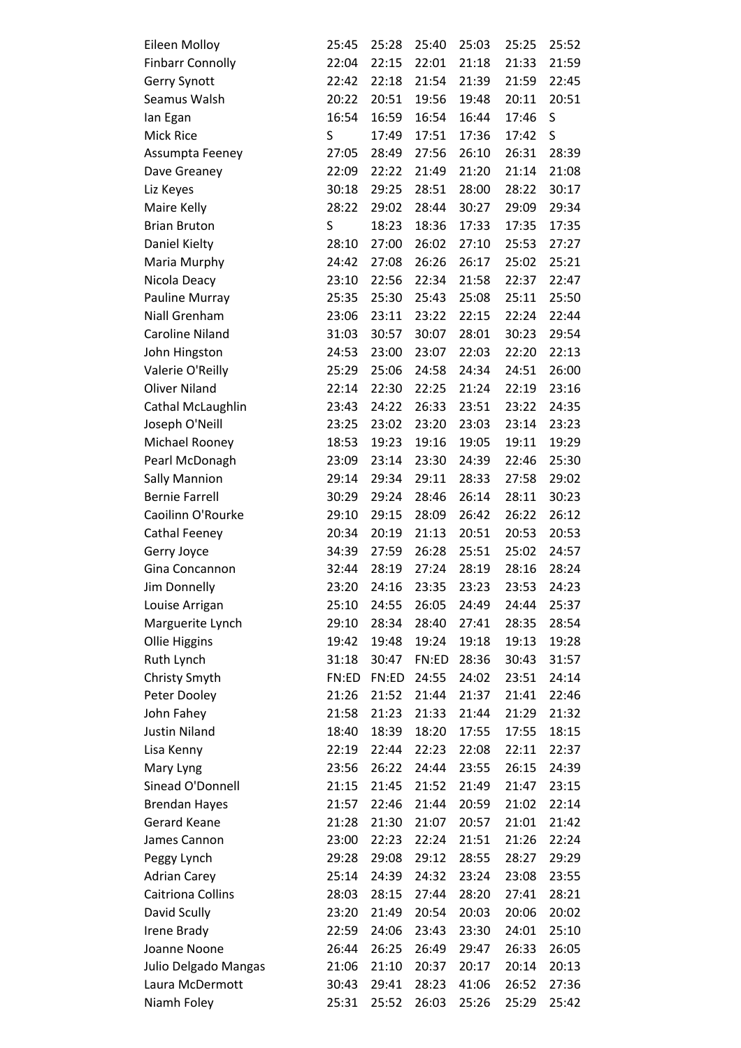| | | | | | | |
|---|---|---|---|---|---|---|
| Eileen Molloy | 25:45 | 25:28 | 25:40 | 25:03 | 25:25 | 25:52 |
| Finbarr Connolly | 22:04 | 22:15 | 22:01 | 21:18 | 21:33 | 21:59 |
| Gerry Synott | 22:42 | 22:18 | 21:54 | 21:39 | 21:59 | 22:45 |
| Seamus Walsh | 20:22 | 20:51 | 19:56 | 19:48 | 20:11 | 20:51 |
| Ian Egan | 16:54 | 16:59 | 16:54 | 16:44 | 17:46 | S |
| Mick Rice | S | 17:49 | 17:51 | 17:36 | 17:42 | S |
| Assumpta Feeney | 27:05 | 28:49 | 27:56 | 26:10 | 26:31 | 28:39 |
| Dave Greaney | 22:09 | 22:22 | 21:49 | 21:20 | 21:14 | 21:08 |
| Liz Keyes | 30:18 | 29:25 | 28:51 | 28:00 | 28:22 | 30:17 |
| Maire Kelly | 28:22 | 29:02 | 28:44 | 30:27 | 29:09 | 29:34 |
| Brian Bruton | S | 18:23 | 18:36 | 17:33 | 17:35 | 17:35 |
| Daniel Kielty | 28:10 | 27:00 | 26:02 | 27:10 | 25:53 | 27:27 |
| Maria Murphy | 24:42 | 27:08 | 26:26 | 26:17 | 25:02 | 25:21 |
| Nicola Deacy | 23:10 | 22:56 | 22:34 | 21:58 | 22:37 | 22:47 |
| Pauline Murray | 25:35 | 25:30 | 25:43 | 25:08 | 25:11 | 25:50 |
| Niall Grenham | 23:06 | 23:11 | 23:22 | 22:15 | 22:24 | 22:44 |
| Caroline Niland | 31:03 | 30:57 | 30:07 | 28:01 | 30:23 | 29:54 |
| John Hingston | 24:53 | 23:00 | 23:07 | 22:03 | 22:20 | 22:13 |
| Valerie O'Reilly | 25:29 | 25:06 | 24:58 | 24:34 | 24:51 | 26:00 |
| Oliver Niland | 22:14 | 22:30 | 22:25 | 21:24 | 22:19 | 23:16 |
| Cathal McLaughlin | 23:43 | 24:22 | 26:33 | 23:51 | 23:22 | 24:35 |
| Joseph O'Neill | 23:25 | 23:02 | 23:20 | 23:03 | 23:14 | 23:23 |
| Michael Rooney | 18:53 | 19:23 | 19:16 | 19:05 | 19:11 | 19:29 |
| Pearl McDonagh | 23:09 | 23:14 | 23:30 | 24:39 | 22:46 | 25:30 |
| Sally Mannion | 29:14 | 29:34 | 29:11 | 28:33 | 27:58 | 29:02 |
| Bernie Farrell | 30:29 | 29:24 | 28:46 | 26:14 | 28:11 | 30:23 |
| Caoilinn O'Rourke | 29:10 | 29:15 | 28:09 | 26:42 | 26:22 | 26:12 |
| Cathal Feeney | 20:34 | 20:19 | 21:13 | 20:51 | 20:53 | 20:53 |
| Gerry Joyce | 34:39 | 27:59 | 26:28 | 25:51 | 25:02 | 24:57 |
| Gina Concannon | 32:44 | 28:19 | 27:24 | 28:19 | 28:16 | 28:24 |
| Jim Donnelly | 23:20 | 24:16 | 23:35 | 23:23 | 23:53 | 24:23 |
| Louise Arrigan | 25:10 | 24:55 | 26:05 | 24:49 | 24:44 | 25:37 |
| Marguerite Lynch | 29:10 | 28:34 | 28:40 | 27:41 | 28:35 | 28:54 |
| Ollie Higgins | 19:42 | 19:48 | 19:24 | 19:18 | 19:13 | 19:28 |
| Ruth Lynch | 31:18 | 30:47 | FN:ED | 28:36 | 30:43 | 31:57 |
| Christy Smyth | FN:ED | FN:ED | 24:55 | 24:02 | 23:51 | 24:14 |
| Peter Dooley | 21:26 | 21:52 | 21:44 | 21:37 | 21:41 | 22:46 |
| John Fahey | 21:58 | 21:23 | 21:33 | 21:44 | 21:29 | 21:32 |
| Justin Niland | 18:40 | 18:39 | 18:20 | 17:55 | 17:55 | 18:15 |
| Lisa Kenny | 22:19 | 22:44 | 22:23 | 22:08 | 22:11 | 22:37 |
| Mary Lyng | 23:56 | 26:22 | 24:44 | 23:55 | 26:15 | 24:39 |
| Sinead O'Donnell | 21:15 | 21:45 | 21:52 | 21:49 | 21:47 | 23:15 |
| Brendan Hayes | 21:57 | 22:46 | 21:44 | 20:59 | 21:02 | 22:14 |
| Gerard Keane | 21:28 | 21:30 | 21:07 | 20:57 | 21:01 | 21:42 |
| James Cannon | 23:00 | 22:23 | 22:24 | 21:51 | 21:26 | 22:24 |
| Peggy Lynch | 29:28 | 29:08 | 29:12 | 28:55 | 28:27 | 29:29 |
| Adrian Carey | 25:14 | 24:39 | 24:32 | 23:24 | 23:08 | 23:55 |
| Caitriona Collins | 28:03 | 28:15 | 27:44 | 28:20 | 27:41 | 28:21 |
| David Scully | 23:20 | 21:49 | 20:54 | 20:03 | 20:06 | 20:02 |
| Irene Brady | 22:59 | 24:06 | 23:43 | 23:30 | 24:01 | 25:10 |
| Joanne Noone | 26:44 | 26:25 | 26:49 | 29:47 | 26:33 | 26:05 |
| Julio Delgado Mangas | 21:06 | 21:10 | 20:37 | 20:17 | 20:14 | 20:13 |
| Laura McDermott | 30:43 | 29:41 | 28:23 | 41:06 | 26:52 | 27:36 |
| Niamh Foley | 25:31 | 25:52 | 26:03 | 25:26 | 25:29 | 25:42 |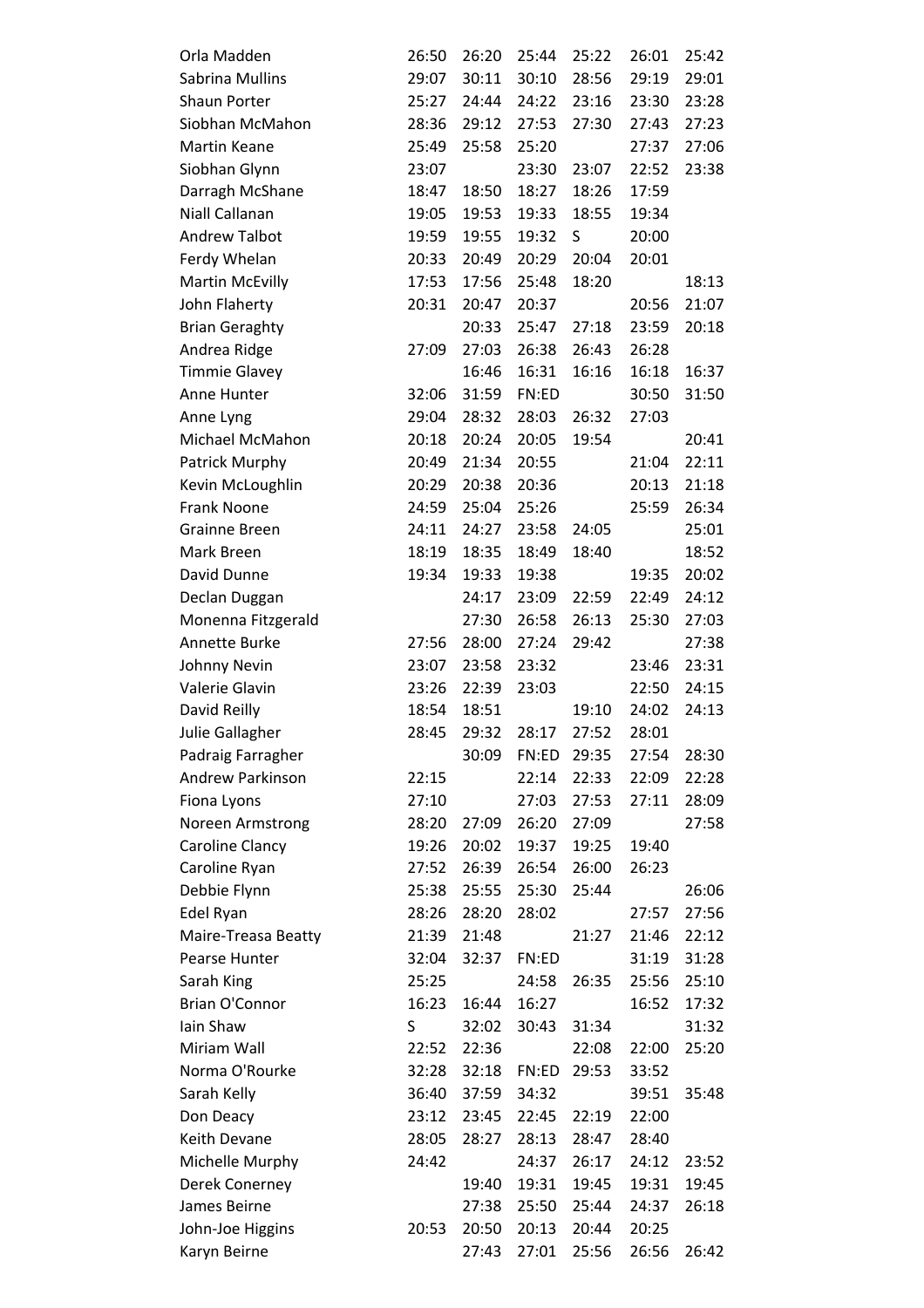| | | | | | | |
|---|---|---|---|---|---|---|
| Orla Madden | 26:50 | 26:20 | 25:44 | 25:22 | 26:01 | 25:42 |
| Sabrina Mullins | 29:07 | 30:11 | 30:10 | 28:56 | 29:19 | 29:01 |
| Shaun Porter | 25:27 | 24:44 | 24:22 | 23:16 | 23:30 | 23:28 |
| Siobhan McMahon | 28:36 | 29:12 | 27:53 | 27:30 | 27:43 | 27:23 |
| Martin Keane | 25:49 | 25:58 | 25:20 | | 27:37 | 27:06 |
| Siobhan Glynn | 23:07 | | 23:30 | 23:07 | 22:52 | 23:38 |
| Darragh McShane | 18:47 | 18:50 | 18:27 | 18:26 | 17:59 | |
| Niall Callanan | 19:05 | 19:53 | 19:33 | 18:55 | 19:34 | |
| Andrew Talbot | 19:59 | 19:55 | 19:32 | S | 20:00 | |
| Ferdy Whelan | 20:33 | 20:49 | 20:29 | 20:04 | 20:01 | |
| Martin McEvilly | 17:53 | 17:56 | 25:48 | 18:20 | | 18:13 |
| John Flaherty | 20:31 | 20:47 | 20:37 | | 20:56 | 21:07 |
| Brian Geraghty | | 20:33 | 25:47 | 27:18 | 23:59 | 20:18 |
| Andrea Ridge | 27:09 | 27:03 | 26:38 | 26:43 | 26:28 | |
| Timmie Glavey | | 16:46 | 16:31 | 16:16 | 16:18 | 16:37 |
| Anne Hunter | 32:06 | 31:59 | FN:ED | | 30:50 | 31:50 |
| Anne Lyng | 29:04 | 28:32 | 28:03 | 26:32 | 27:03 | |
| Michael McMahon | 20:18 | 20:24 | 20:05 | 19:54 | | 20:41 |
| Patrick Murphy | 20:49 | 21:34 | 20:55 | | 21:04 | 22:11 |
| Kevin McLoughlin | 20:29 | 20:38 | 20:36 | | 20:13 | 21:18 |
| Frank Noone | 24:59 | 25:04 | 25:26 | | 25:59 | 26:34 |
| Grainne Breen | 24:11 | 24:27 | 23:58 | 24:05 | | 25:01 |
| Mark Breen | 18:19 | 18:35 | 18:49 | 18:40 | | 18:52 |
| David Dunne | 19:34 | 19:33 | 19:38 | | 19:35 | 20:02 |
| Declan Duggan | | 24:17 | 23:09 | 22:59 | 22:49 | 24:12 |
| Monenna Fitzgerald | | 27:30 | 26:58 | 26:13 | 25:30 | 27:03 |
| Annette Burke | 27:56 | 28:00 | 27:24 | 29:42 | | 27:38 |
| Johnny Nevin | 23:07 | 23:58 | 23:32 | | 23:46 | 23:31 |
| Valerie Glavin | 23:26 | 22:39 | 23:03 | | 22:50 | 24:15 |
| David Reilly | 18:54 | 18:51 | | 19:10 | 24:02 | 24:13 |
| Julie Gallagher | 28:45 | 29:32 | 28:17 | 27:52 | 28:01 | |
| Padraig Farragher | | 30:09 | FN:ED | 29:35 | 27:54 | 28:30 |
| Andrew Parkinson | 22:15 | | 22:14 | 22:33 | 22:09 | 22:28 |
| Fiona Lyons | 27:10 | | 27:03 | 27:53 | 27:11 | 28:09 |
| Noreen Armstrong | 28:20 | 27:09 | 26:20 | 27:09 | | 27:58 |
| Caroline Clancy | 19:26 | 20:02 | 19:37 | 19:25 | 19:40 | |
| Caroline Ryan | 27:52 | 26:39 | 26:54 | 26:00 | 26:23 | |
| Debbie Flynn | 25:38 | 25:55 | 25:30 | 25:44 | | 26:06 |
| Edel Ryan | 28:26 | 28:20 | 28:02 | | 27:57 | 27:56 |
| Maire-Treasa Beatty | 21:39 | 21:48 | | 21:27 | 21:46 | 22:12 |
| Pearse Hunter | 32:04 | 32:37 | FN:ED | | 31:19 | 31:28 |
| Sarah King | 25:25 | | 24:58 | 26:35 | 25:56 | 25:10 |
| Brian O'Connor | 16:23 | 16:44 | 16:27 | | 16:52 | 17:32 |
| Iain Shaw | S | 32:02 | 30:43 | 31:34 | | 31:32 |
| Miriam Wall | 22:52 | 22:36 | | 22:08 | 22:00 | 25:20 |
| Norma O'Rourke | 32:28 | 32:18 | FN:ED | 29:53 | 33:52 | |
| Sarah Kelly | 36:40 | 37:59 | 34:32 | | 39:51 | 35:48 |
| Don Deacy | 23:12 | 23:45 | 22:45 | 22:19 | 22:00 | |
| Keith Devane | 28:05 | 28:27 | 28:13 | 28:47 | 28:40 | |
| Michelle Murphy | 24:42 | | 24:37 | 26:17 | 24:12 | 23:52 |
| Derek Conerney | | 19:40 | 19:31 | 19:45 | 19:31 | 19:45 |
| James Beirne | | 27:38 | 25:50 | 25:44 | 24:37 | 26:18 |
| John-Joe Higgins | 20:53 | 20:50 | 20:13 | 20:44 | 20:25 | |
| Karyn Beirne | | 27:43 | 27:01 | 25:56 | 26:56 | 26:42 |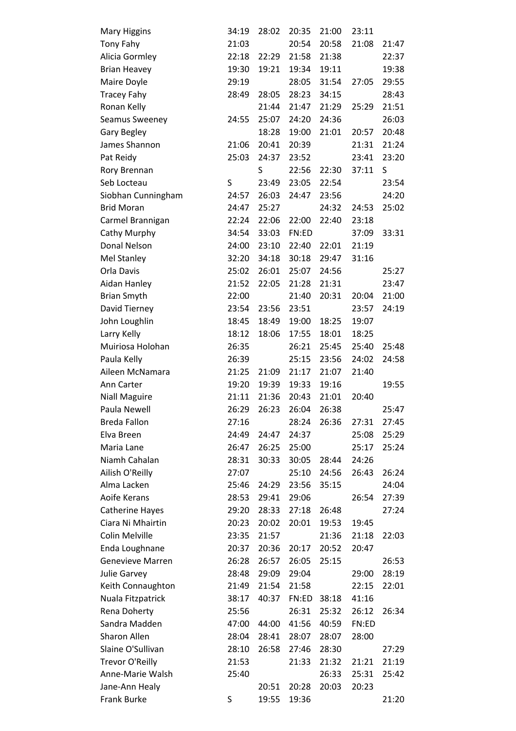| | | | | | | |
|---|---|---|---|---|---|---|
| Mary Higgins | 34:19 | 28:02 | 20:35 | 21:00 | 23:11 | |
| Tony Fahy | 21:03 | | 20:54 | 20:58 | 21:08 | 21:47 |
| Alicia Gormley | 22:18 | 22:29 | 21:58 | 21:38 | | 22:37 |
| Brian Heavey | 19:30 | 19:21 | 19:34 | 19:11 | | 19:38 |
| Maire Doyle | 29:19 | | 28:05 | 31:54 | 27:05 | 29:55 |
| Tracey Fahy | 28:49 | 28:05 | 28:23 | 34:15 | | 28:43 |
| Ronan Kelly | | 21:44 | 21:47 | 21:29 | 25:29 | 21:51 |
| Seamus Sweeney | 24:55 | 25:07 | 24:20 | 24:36 | | 26:03 |
| Gary Begley | | 18:28 | 19:00 | 21:01 | 20:57 | 20:48 |
| James Shannon | 21:06 | 20:41 | 20:39 | | 21:31 | 21:24 |
| Pat Reidy | 25:03 | 24:37 | 23:52 | | 23:41 | 23:20 |
| Rory Brennan | | S | 22:56 | 22:30 | 37:11 | S |
| Seb Locteau | S | 23:49 | 23:05 | 22:54 | | 23:54 |
| Siobhan Cunningham | 24:57 | 26:03 | 24:47 | 23:56 | | 24:20 |
| Brid Moran | 24:47 | 25:27 | | 24:32 | 24:53 | 25:02 |
| Carmel Brannigan | 22:24 | 22:06 | 22:00 | 22:40 | 23:18 | |
| Cathy Murphy | 34:54 | 33:03 | FN:ED | | 37:09 | 33:31 |
| Donal Nelson | 24:00 | 23:10 | 22:40 | 22:01 | 21:19 | |
| Mel Stanley | 32:20 | 34:18 | 30:18 | 29:47 | 31:16 | |
| Orla Davis | 25:02 | 26:01 | 25:07 | 24:56 | | 25:27 |
| Aidan Hanley | 21:52 | 22:05 | 21:28 | 21:31 | | 23:47 |
| Brian Smyth | 22:00 | | 21:40 | 20:31 | 20:04 | 21:00 |
| David Tierney | 23:54 | 23:56 | 23:51 | | 23:57 | 24:19 |
| John Loughlin | 18:45 | 18:49 | 19:00 | 18:25 | 19:07 | |
| Larry Kelly | 18:12 | 18:06 | 17:55 | 18:01 | 18:25 | |
| Muiriosa Holohan | 26:35 | | 26:21 | 25:45 | 25:40 | 25:48 |
| Paula Kelly | 26:39 | | 25:15 | 23:56 | 24:02 | 24:58 |
| Aileen McNamara | 21:25 | 21:09 | 21:17 | 21:07 | 21:40 | |
| Ann Carter | 19:20 | 19:39 | 19:33 | 19:16 | | 19:55 |
| Niall Maguire | 21:11 | 21:36 | 20:43 | 21:01 | 20:40 | |
| Paula Newell | 26:29 | 26:23 | 26:04 | 26:38 | | 25:47 |
| Breda Fallon | 27:16 | | 28:24 | 26:36 | 27:31 | 27:45 |
| Elva Breen | 24:49 | 24:47 | 24:37 | | 25:08 | 25:29 |
| Maria Lane | 26:47 | 26:25 | 25:00 | | 25:17 | 25:24 |
| Niamh Cahalan | 28:31 | 30:33 | 30:05 | 28:44 | 24:26 | |
| Ailish O'Reilly | 27:07 | | 25:10 | 24:56 | 26:43 | 26:24 |
| Alma Lacken | 25:46 | 24:29 | 23:56 | 35:15 | | 24:04 |
| Aoife Kerans | 28:53 | 29:41 | 29:06 | | 26:54 | 27:39 |
| Catherine Hayes | 29:20 | 28:33 | 27:18 | 26:48 | | 27:24 |
| Ciara Ni Mhairtin | 20:23 | 20:02 | 20:01 | 19:53 | 19:45 | |
| Colin Melville | 23:35 | 21:57 | | 21:36 | 21:18 | 22:03 |
| Enda Loughnane | 20:37 | 20:36 | 20:17 | 20:52 | 20:47 | |
| Genevieve Marren | 26:28 | 26:57 | 26:05 | 25:15 | | 26:53 |
| Julie Garvey | 28:48 | 29:09 | 29:04 | | 29:00 | 28:19 |
| Keith Connaughton | 21:49 | 21:54 | 21:58 | | 22:15 | 22:01 |
| Nuala Fitzpatrick | 38:17 | 40:37 | FN:ED | 38:18 | 41:16 | |
| Rena Doherty | 25:56 | | 26:31 | 25:32 | 26:12 | 26:34 |
| Sandra Madden | 47:00 | 44:00 | 41:56 | 40:59 | FN:ED | |
| Sharon Allen | 28:04 | 28:41 | 28:07 | 28:07 | 28:00 | |
| Slaine O'Sullivan | 28:10 | 26:58 | 27:46 | 28:30 | | 27:29 |
| Trevor O'Reilly | 21:53 | | 21:33 | 21:32 | 21:21 | 21:19 |
| Anne-Marie Walsh | 25:40 | | | 26:33 | 25:31 | 25:42 |
| Jane-Ann Healy | | 20:51 | 20:28 | 20:03 | 20:23 | |
| Frank Burke | S | 19:55 | 19:36 | | | 21:20 |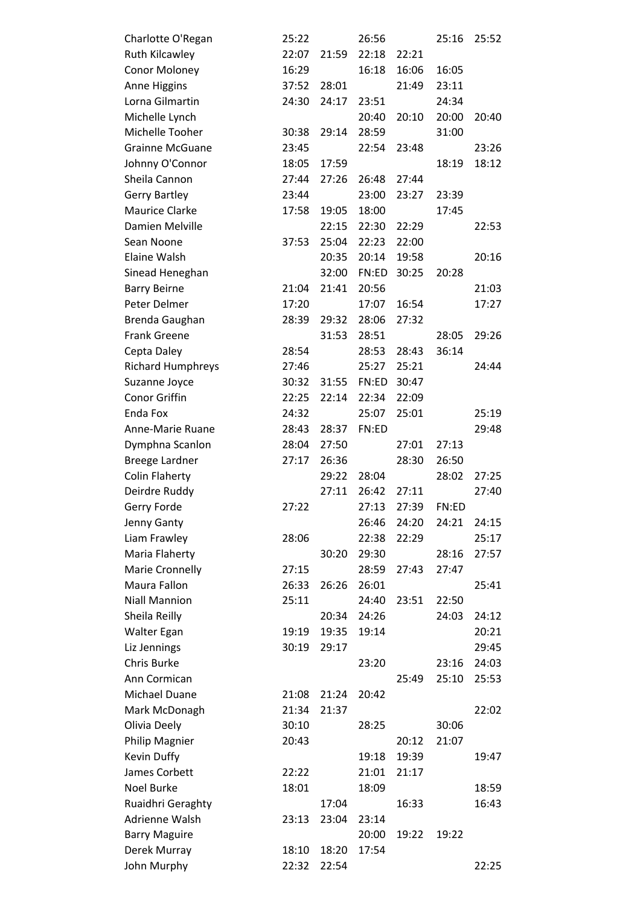| | | | | | | |
|---|---|---|---|---|---|---|
| Charlotte O'Regan | 25:22 | | 26:56 | | 25:16 | 25:52 |
| Ruth Kilcawley | 22:07 | 21:59 | 22:18 | 22:21 | | |
| Conor Moloney | 16:29 | | 16:18 | 16:06 | 16:05 | |
| Anne Higgins | 37:52 | 28:01 | | 21:49 | 23:11 | |
| Lorna Gilmartin | 24:30 | 24:17 | 23:51 | | 24:34 | |
| Michelle Lynch | | | 20:40 | 20:10 | 20:00 | 20:40 |
| Michelle Tooher | 30:38 | 29:14 | 28:59 | | 31:00 | |
| Grainne McGuane | 23:45 | | 22:54 | 23:48 | | 23:26 |
| Johnny O'Connor | 18:05 | 17:59 | | | 18:19 | 18:12 |
| Sheila Cannon | 27:44 | 27:26 | 26:48 | 27:44 | | |
| Gerry Bartley | 23:44 | | 23:00 | 23:27 | 23:39 | |
| Maurice Clarke | 17:58 | 19:05 | 18:00 | | 17:45 | |
| Damien Melville | | 22:15 | 22:30 | 22:29 | | 22:53 |
| Sean Noone | 37:53 | 25:04 | 22:23 | 22:00 | | |
| Elaine Walsh | | 20:35 | 20:14 | 19:58 | | 20:16 |
| Sinead Heneghan | | 32:00 | FN:ED | 30:25 | 20:28 | |
| Barry Beirne | 21:04 | 21:41 | 20:56 | | | 21:03 |
| Peter Delmer | 17:20 | | 17:07 | 16:54 | | 17:27 |
| Brenda Gaughan | 28:39 | 29:32 | 28:06 | 27:32 | | |
| Frank Greene | | 31:53 | 28:51 | | 28:05 | 29:26 |
| Cepta Daley | 28:54 | | 28:53 | 28:43 | 36:14 | |
| Richard Humphreys | 27:46 | | 25:27 | 25:21 | | 24:44 |
| Suzanne Joyce | 30:32 | 31:55 | FN:ED | 30:47 | | |
| Conor Griffin | 22:25 | 22:14 | 22:34 | 22:09 | | |
| Enda Fox | 24:32 | | 25:07 | 25:01 | | 25:19 |
| Anne-Marie Ruane | 28:43 | 28:37 | FN:ED | | | 29:48 |
| Dymphna Scanlon | 28:04 | 27:50 | | 27:01 | 27:13 | |
| Breege Lardner | 27:17 | 26:36 | | 28:30 | 26:50 | |
| Colin Flaherty | | 29:22 | 28:04 | | 28:02 | 27:25 |
| Deirdre Ruddy | | 27:11 | 26:42 | 27:11 | | 27:40 |
| Gerry Forde | 27:22 | | 27:13 | 27:39 | FN:ED | |
| Jenny Ganty | | | 26:46 | 24:20 | 24:21 | 24:15 |
| Liam Frawley | 28:06 | | 22:38 | 22:29 | | 25:17 |
| Maria Flaherty | | 30:20 | 29:30 | | 28:16 | 27:57 |
| Marie Cronnelly | 27:15 | | 28:59 | 27:43 | 27:47 | |
| Maura Fallon | 26:33 | 26:26 | 26:01 | | | 25:41 |
| Niall Mannion | 25:11 | | 24:40 | 23:51 | 22:50 | |
| Sheila Reilly | | 20:34 | 24:26 | | 24:03 | 24:12 |
| Walter Egan | 19:19 | 19:35 | 19:14 | | | 20:21 |
| Liz Jennings | 30:19 | 29:17 | | | | 29:45 |
| Chris Burke | | | 23:20 | | 23:16 | 24:03 |
| Ann Cormican | | | | 25:49 | 25:10 | 25:53 |
| Michael Duane | 21:08 | 21:24 | 20:42 | | | |
| Mark McDonagh | 21:34 | 21:37 | | | | 22:02 |
| Olivia Deely | 30:10 | | 28:25 | | 30:06 | |
| Philip Magnier | 20:43 | | | 20:12 | 21:07 | |
| Kevin Duffy | | | 19:18 | 19:39 | | 19:47 |
| James Corbett | 22:22 | | 21:01 | 21:17 | | |
| Noel Burke | 18:01 | | 18:09 | | | 18:59 |
| Ruaidhri Geraghty | | 17:04 | | 16:33 | | 16:43 |
| Adrienne Walsh | 23:13 | 23:04 | 23:14 | | | |
| Barry Maguire | | | 20:00 | 19:22 | 19:22 | |
| Derek Murray | 18:10 | 18:20 | 17:54 | | | |
| John Murphy | 22:32 | 22:54 | | | | 22:25 |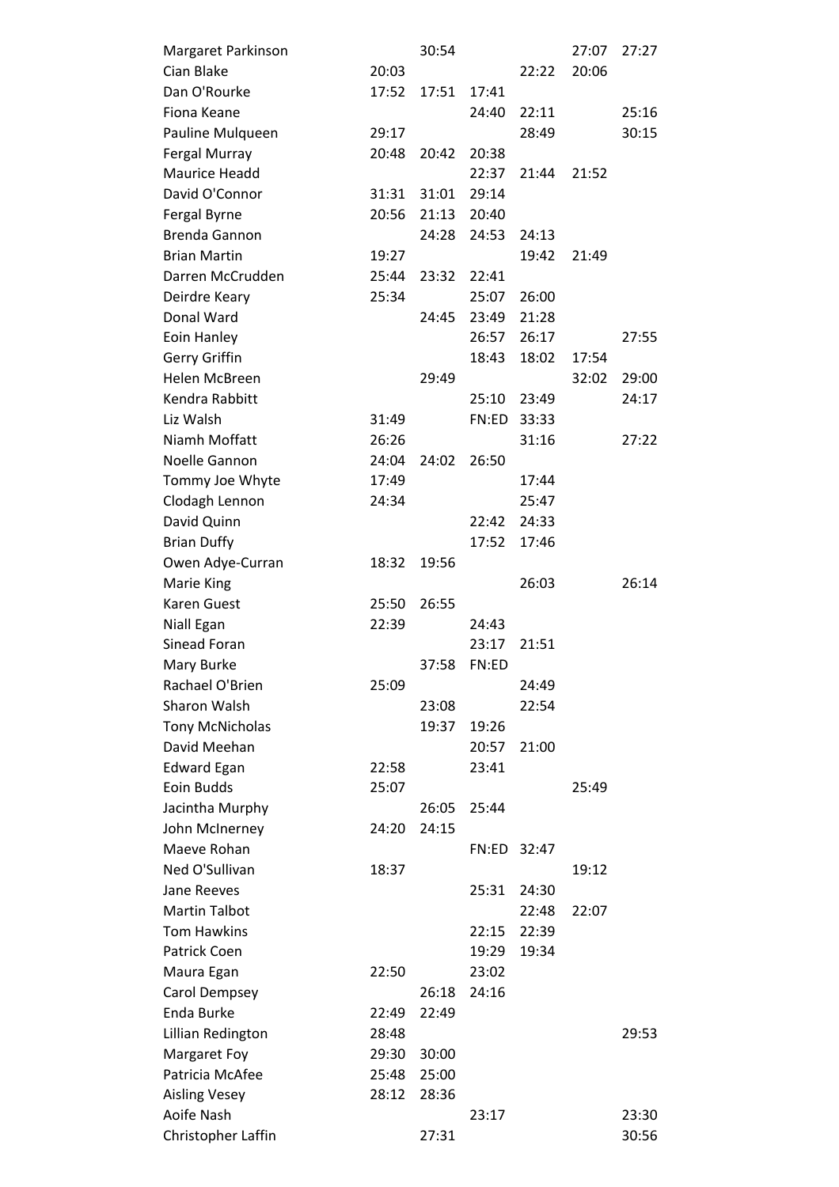| | | | | | | |
|---|---|---|---|---|---|---|
| Margaret Parkinson | | 30:54 | | | 27:07 | 27:27 |
| Cian Blake | 20:03 | | | 22:22 | 20:06 | |
| Dan O'Rourke | 17:52 | 17:51 | 17:41 | | | |
| Fiona Keane | | | 24:40 | 22:11 | | 25:16 |
| Pauline Mulqueen | 29:17 | | | 28:49 | | 30:15 |
| Fergal Murray | 20:48 | 20:42 | 20:38 | | | |
| Maurice Headd | | | 22:37 | 21:44 | 21:52 | |
| David O'Connor | 31:31 | 31:01 | 29:14 | | | |
| Fergal Byrne | 20:56 | 21:13 | 20:40 | | | |
| Brenda Gannon | | 24:28 | 24:53 | 24:13 | | |
| Brian Martin | 19:27 | | | 19:42 | 21:49 | |
| Darren McCrudden | 25:44 | 23:32 | 22:41 | | | |
| Deirdre Keary | 25:34 | | 25:07 | 26:00 | | |
| Donal Ward | | 24:45 | 23:49 | 21:28 | | |
| Eoin Hanley | | | 26:57 | 26:17 | | 27:55 |
| Gerry Griffin | | | 18:43 | 18:02 | 17:54 | |
| Helen McBreen | | 29:49 | | | 32:02 | 29:00 |
| Kendra Rabbitt | | | 25:10 | 23:49 | | 24:17 |
| Liz Walsh | 31:49 | | FN:ED | 33:33 | | |
| Niamh Moffatt | 26:26 | | | 31:16 | | 27:22 |
| Noelle Gannon | 24:04 | 24:02 | 26:50 | | | |
| Tommy Joe Whyte | 17:49 | | | 17:44 | | |
| Clodagh Lennon | 24:34 | | | 25:47 | | |
| David Quinn | | | 22:42 | 24:33 | | |
| Brian Duffy | | | 17:52 | 17:46 | | |
| Owen Adye-Curran | 18:32 | 19:56 | | | | |
| Marie King | | | | 26:03 | | 26:14 |
| Karen Guest | 25:50 | 26:55 | | | | |
| Niall Egan | 22:39 | | 24:43 | | | |
| Sinead Foran | | | 23:17 | 21:51 | | |
| Mary Burke | | 37:58 | FN:ED | | | |
| Rachael O'Brien | 25:09 | | | 24:49 | | |
| Sharon Walsh | | 23:08 | | 22:54 | | |
| Tony McNicholas | | 19:37 | 19:26 | | | |
| David Meehan | | | 20:57 | 21:00 | | |
| Edward Egan | 22:58 | | 23:41 | | | |
| Eoin Budds | 25:07 | | | | 25:49 | |
| Jacintha Murphy | | 26:05 | 25:44 | | | |
| John McInerney | 24:20 | 24:15 | | | | |
| Maeve Rohan | | | FN:ED | 32:47 | | |
| Ned O'Sullivan | 18:37 | | | | 19:12 | |
| Jane Reeves | | | 25:31 | 24:30 | | |
| Martin Talbot | | | | 22:48 | 22:07 | |
| Tom Hawkins | | | 22:15 | 22:39 | | |
| Patrick Coen | | | 19:29 | 19:34 | | |
| Maura Egan | 22:50 | | 23:02 | | | |
| Carol Dempsey | | 26:18 | 24:16 | | | |
| Enda Burke | 22:49 | 22:49 | | | | |
| Lillian Redington | 28:48 | | | | | 29:53 |
| Margaret Foy | 29:30 | 30:00 | | | | |
| Patricia McAfee | 25:48 | 25:00 | | | | |
| Aisling Vesey | 28:12 | 28:36 | | | | |
| Aoife Nash | | | 23:17 | | | 23:30 |
| Christopher Laffin | | 27:31 | | | | 30:56 |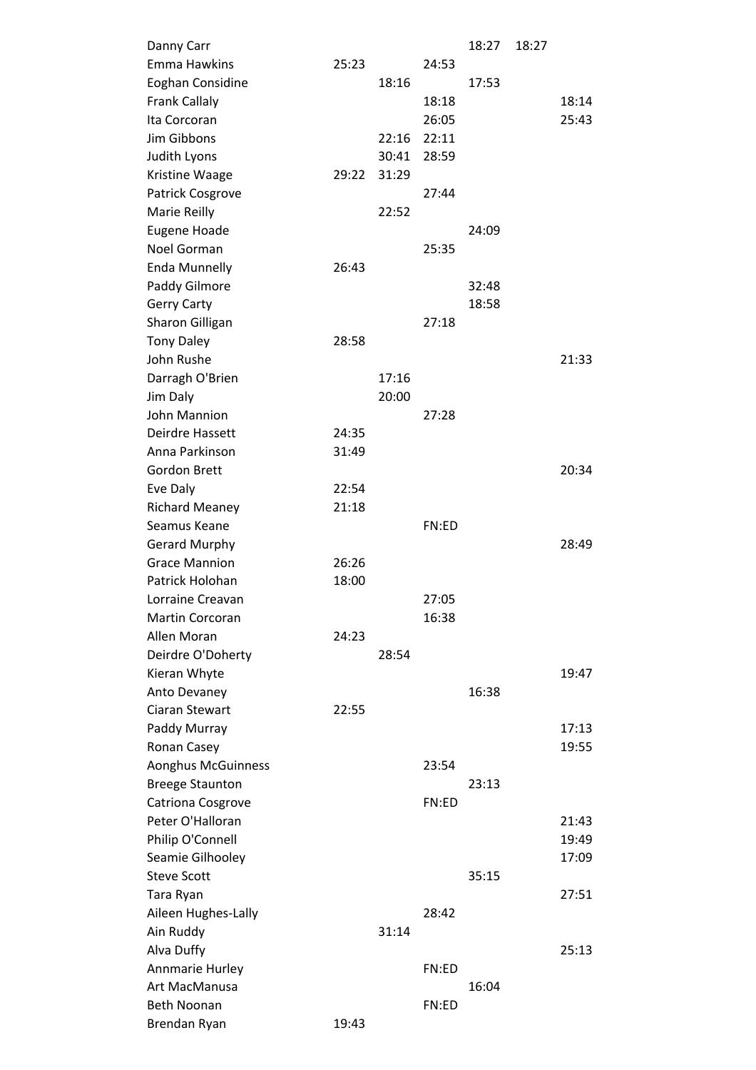| | | | | | | |
|---|---|---|---|---|---|---|
| Danny Carr | | | | 18:27 | 18:27 | |
| Emma Hawkins | 25:23 | | 24:53 | | | |
| Eoghan Considine | | 18:16 | | 17:53 | | |
| Frank Callaly | | | 18:18 | | | 18:14 |
| Ita Corcoran | | | 26:05 | | | 25:43 |
| Jim Gibbons | | 22:16 | 22:11 | | | |
| Judith Lyons | | 30:41 | 28:59 | | | |
| Kristine Waage | 29:22 | 31:29 | | | | |
| Patrick Cosgrove | | | 27:44 | | | |
| Marie Reilly | | 22:52 | | | | |
| Eugene Hoade | | | | 24:09 | | |
| Noel Gorman | | | 25:35 | | | |
| Enda Munnelly | 26:43 | | | | | |
| Paddy Gilmore | | | | 32:48 | | |
| Gerry Carty | | | | 18:58 | | |
| Sharon Gilligan | | | 27:18 | | | |
| Tony Daley | 28:58 | | | | | |
| John Rushe | | | | | | 21:33 |
| Darragh O'Brien | | 17:16 | | | | |
| Jim Daly | | 20:00 | | | | |
| John Mannion | | | 27:28 | | | |
| Deirdre Hassett | 24:35 | | | | | |
| Anna Parkinson | 31:49 | | | | | |
| Gordon Brett | | | | | | 20:34 |
| Eve Daly | 22:54 | | | | | |
| Richard Meaney | 21:18 | | | | | |
| Seamus Keane | | | FN:ED | | | |
| Gerard Murphy | | | | | | 28:49 |
| Grace Mannion | 26:26 | | | | | |
| Patrick Holohan | 18:00 | | | | | |
| Lorraine Creavan | | | 27:05 | | | |
| Martin Corcoran | | | 16:38 | | | |
| Allen Moran | 24:23 | | | | | |
| Deirdre O'Doherty | | 28:54 | | | | |
| Kieran Whyte | | | | | | 19:47 |
| Anto Devaney | | | | 16:38 | | |
| Ciaran Stewart | 22:55 | | | | | |
| Paddy Murray | | | | | | 17:13 |
| Ronan Casey | | | | | | 19:55 |
| Aonghus McGuinness | | | 23:54 | | | |
| Breege Staunton | | | | 23:13 | | |
| Catriona Cosgrove | | | FN:ED | | | |
| Peter O'Halloran | | | | | | 21:43 |
| Philip O'Connell | | | | | | 19:49 |
| Seamie Gilhooley | | | | | | 17:09 |
| Steve Scott | | | | 35:15 | | |
| Tara Ryan | | | | | | 27:51 |
| Aileen Hughes-Lally | | | 28:42 | | | |
| Ain Ruddy | | 31:14 | | | | |
| Alva Duffy | | | | | | 25:13 |
| Annmarie Hurley | | | FN:ED | | | |
| Art MacManusa | | | | 16:04 | | |
| Beth Noonan | | | FN:ED | | | |
| Brendan Ryan | 19:43 | | | | | |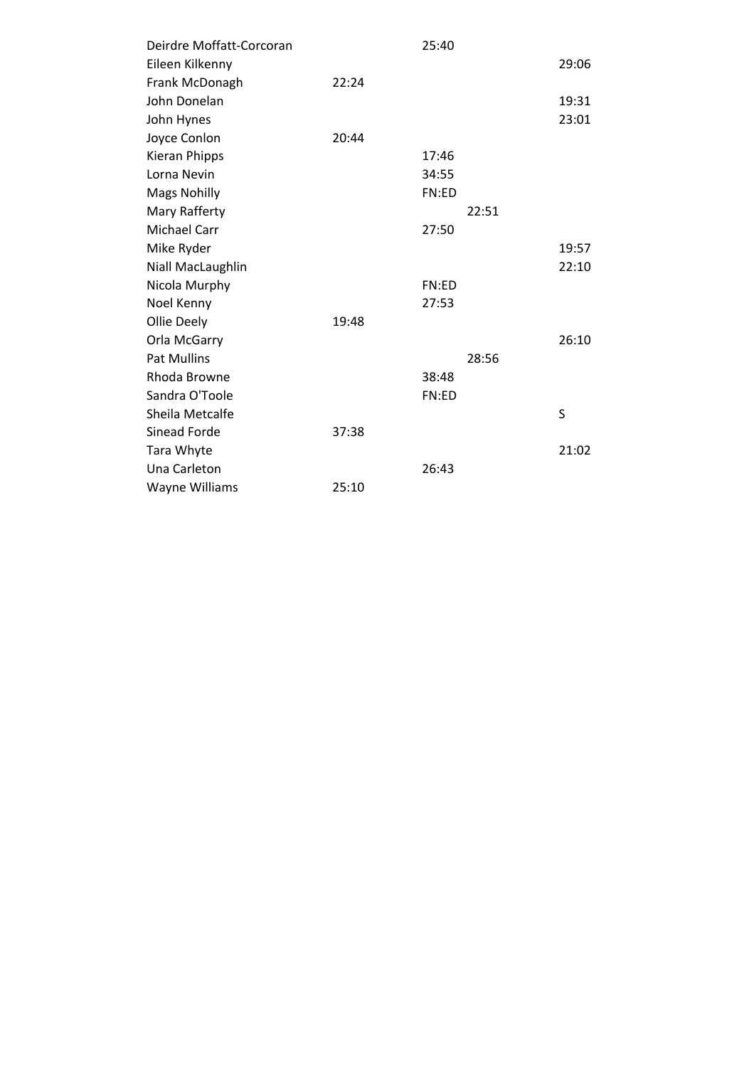| | | | | |
|---|---|---|---|---|
| Deirdre Moffatt-Corcoran | | 25:40 | | |
| Eileen Kilkenny | | | | 29:06 |
| Frank McDonagh | 22:24 | | | |
| John Donelan | | | | 19:31 |
| John Hynes | | | | 23:01 |
| Joyce Conlon | 20:44 | | | |
| Kieran Phipps | | 17:46 | | |
| Lorna Nevin | | 34:55 | | |
| Mags Nohilly | | FN:ED | | |
| Mary Rafferty | | | 22:51 | |
| Michael Carr | | 27:50 | | |
| Mike Ryder | | | | 19:57 |
| Niall MacLaughlin | | | | 22:10 |
| Nicola Murphy | | FN:ED | | |
| Noel Kenny | | 27:53 | | |
| Ollie Deely | 19:48 | | | |
| Orla McGarry | | | | 26:10 |
| Pat Mullins | | | 28:56 | |
| Rhoda Browne | | 38:48 | | |
| Sandra O'Toole | | FN:ED | | |
| Sheila Metcalfe | | | | S |
| Sinead Forde | 37:38 | | | |
| Tara Whyte | | | | 21:02 |
| Una Carleton | | 26:43 | | |
| Wayne Williams | 25:10 | | | |